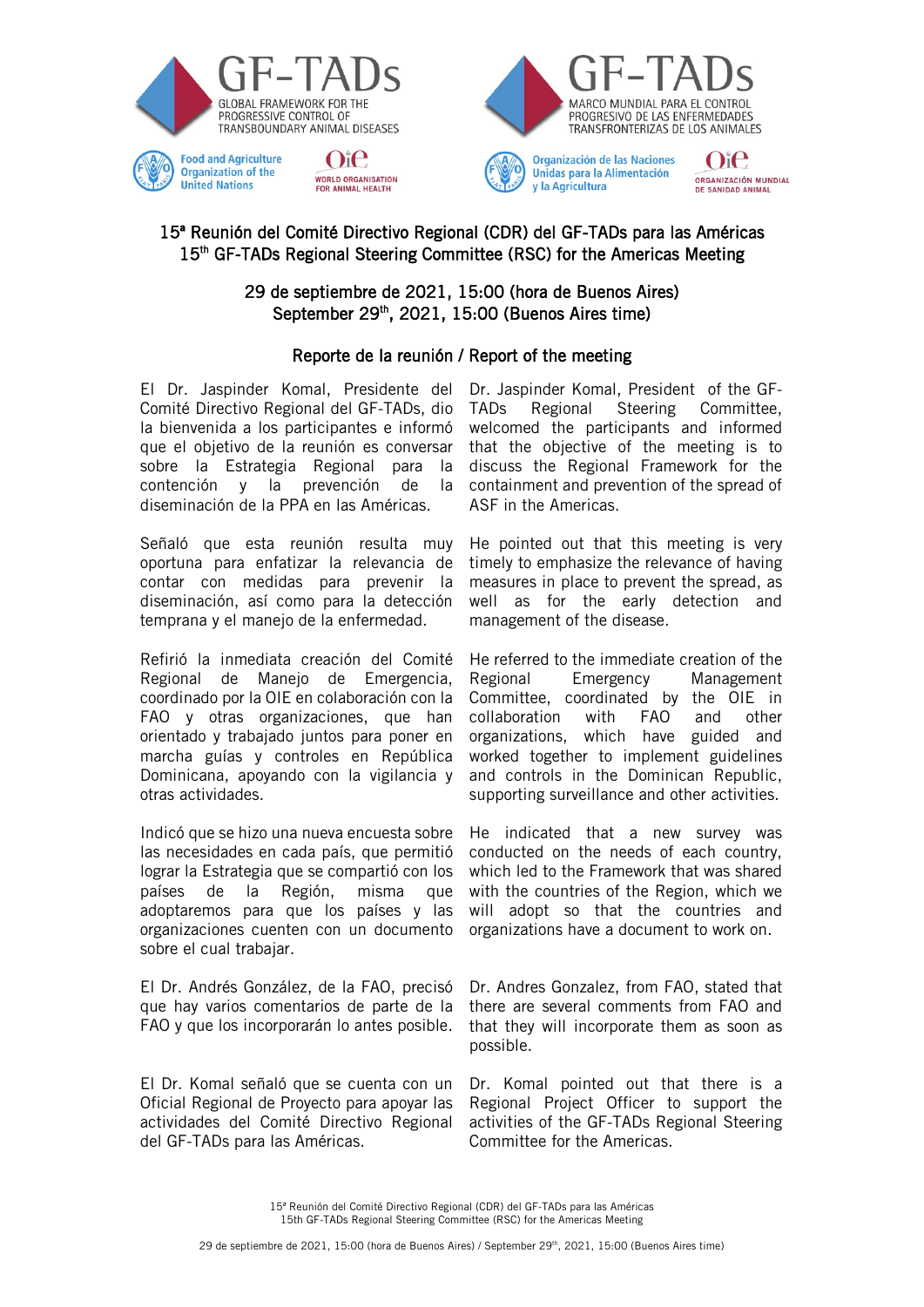GF-TADs
GLOBAL FRAMEWORK FOR THE PROGRESSIVE CONTROL OF TRANSBOUNDARY ANIMAL DISEASES

Food and Agriculture Organization of the United Nations — OIE WORLD ORGANISATION FOR ANIMAL HEALTH

GF-TADs
MARCO MUNDIAL PARA EL CONTROL PROGRESIVO DE LAS ENFERMEDADES TRANSFRONTERIZAS DE LOS ANIMALES

Organización de las Naciones Unidas para la Alimentación y la Agricultura — OIE ORGANIZACIÓN MUNDIAL DE SANIDAD ANIMAL

# 15ª Reunión del Comité Directivo Regional (CDR) del GF-TADs para las Américas
# 15th GF-TADs Regional Steering Committee (RSC) for the Americas Meeting

## 29 de septiembre de 2021, 15:00 (hora de Buenos Aires)
## September 29th, 2021, 15:00 (Buenos Aires time)

### Reporte de la reunión / Report of the meeting

El Dr. Jaspinder Komal, Presidente del Comité Directivo Regional del GF-TADs, dio la bienvenida a los participantes e informó que el objetivo de la reunión es conversar sobre la Estrategia Regional para la contención y la prevención de la diseminación de la PPA en las Américas.

Dr. Jaspinder Komal, President of the GF-TADs Regional Steering Committee, welcomed the participants and informed that the objective of the meeting is to discuss the Regional Framework for the containment and prevention of the spread of ASF in the Americas.

Señaló que esta reunión resulta muy oportuna para enfatizar la relevancia de contar con medidas para prevenir la diseminación, así como para la detección temprana y el manejo de la enfermedad.

He pointed out that this meeting is very timely to emphasize the relevance of having measures in place to prevent the spread, as well as for the early detection and management of the disease.

Refirió la inmediata creación del Comité Regional de Manejo de Emergencia, coordinado por la OIE en colaboración con la FAO y otras organizaciones, que han orientado y trabajado juntos para poner en marcha guías y controles en República Dominicana, apoyando con la vigilancia y otras actividades.

He referred to the immediate creation of the Regional Emergency Management Committee, coordinated by the OIE in collaboration with FAO and other organizations, which have guided and worked together to implement guidelines and controls in the Dominican Republic, supporting surveillance and other activities.

Indicó que se hizo una nueva encuesta sobre las necesidades en cada país, que permitió lograr la Estrategia que se compartió con los países de la Región, misma que adoptaremos para que los países y las organizaciones cuenten con un documento sobre el cual trabajar.

He indicated that a new survey was conducted on the needs of each country, which led to the Framework that was shared with the countries of the Region, which we will adopt so that the countries and organizations have a document to work on.

El Dr. Andrés González, de la FAO, precisó que hay varios comentarios de parte de la FAO y que los incorporarán lo antes posible.

Dr. Andres Gonzalez, from FAO, stated that there are several comments from FAO and that they will incorporate them as soon as possible.

El Dr. Komal señaló que se cuenta con un Oficial Regional de Proyecto para apoyar las actividades del Comité Directivo Regional del GF-TADs para las Américas.

Dr. Komal pointed out that there is a Regional Project Officer to support the activities of the GF-TADs Regional Steering Committee for the Americas.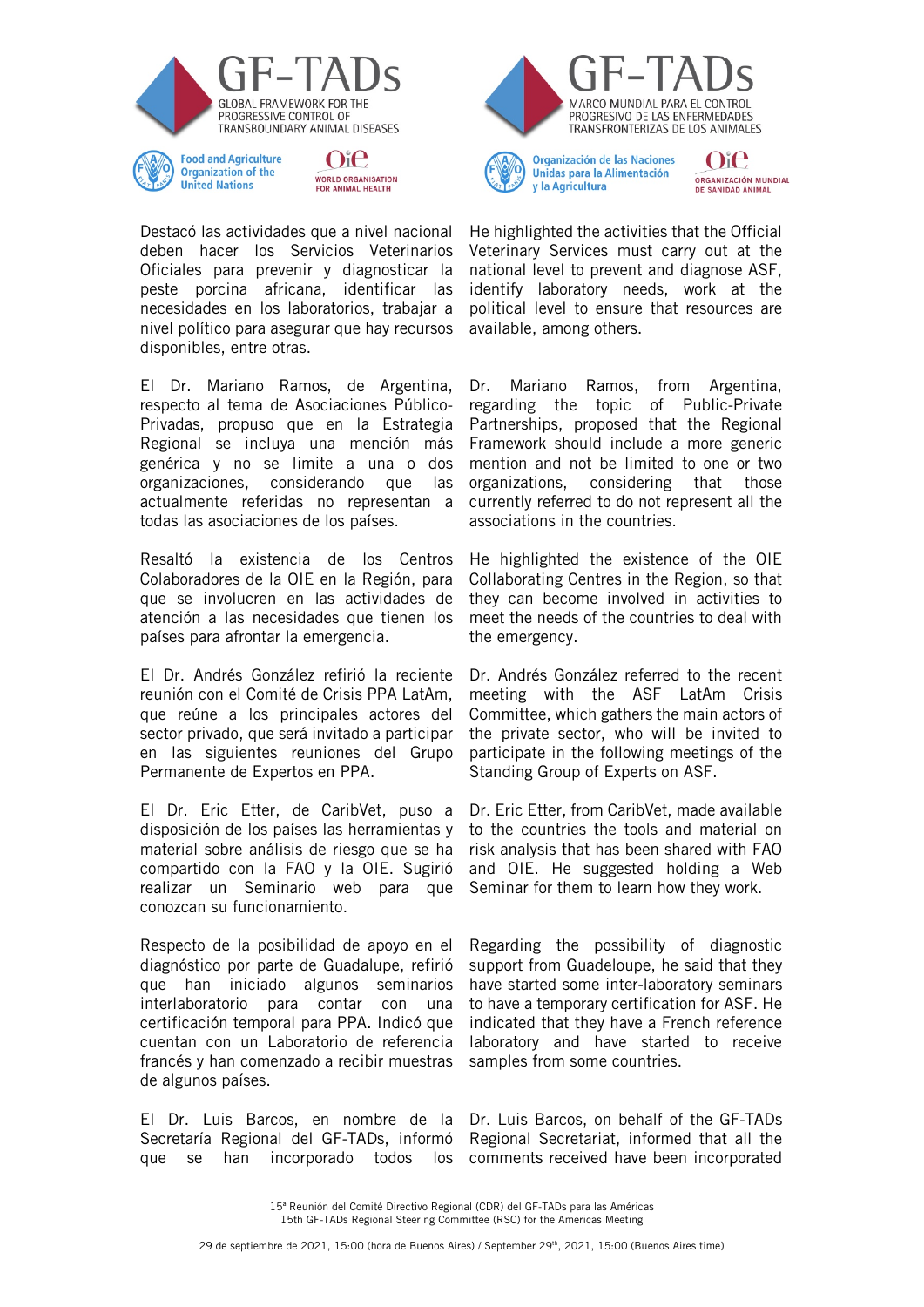Destacó las actividades que a nivel nacional deben hacer los Servicios Veterinarios Oficiales para prevenir y diagnosticar la peste porcina africana, identificar las necesidades en los laboratorios, trabajar a nivel político para asegurar que hay recursos disponibles, entre otras.

He highlighted the activities that the Official Veterinary Services must carry out at the national level to prevent and diagnose ASF, identify laboratory needs, work at the political level to ensure that resources are available, among others.

El Dr. Mariano Ramos, de Argentina, respecto al tema de Asociaciones Público-Privadas, propuso que en la Estrategia Regional se incluya una mención más genérica y no se limite a una o dos organizaciones, considerando que las actualmente referidas no representan a todas las asociaciones de los países.

Dr. Mariano Ramos, from Argentina, regarding the topic of Public-Private Partnerships, proposed that the Regional Framework should include a more generic mention and not be limited to one or two organizations, considering that those currently referred to do not represent all the associations in the countries.

Resaltó la existencia de los Centros Colaboradores de la OIE en la Región, para que se involucren en las actividades de atención a las necesidades que tienen los países para afrontar la emergencia.

He highlighted the existence of the OIE Collaborating Centres in the Region, so that they can become involved in activities to meet the needs of the countries to deal with the emergency.

El Dr. Andrés González refirió la reciente reunión con el Comité de Crisis PPA LatAm, que reúne a los principales actores del sector privado, que será invitado a participar en las siguientes reuniones del Grupo Permanente de Expertos en PPA.

Dr. Andrés González referred to the recent meeting with the ASF LatAm Crisis Committee, which gathers the main actors of the private sector, who will be invited to participate in the following meetings of the Standing Group of Experts on ASF.

El Dr. Eric Etter, de CaribVet, puso a disposición de los países las herramientas y material sobre análisis de riesgo que se ha compartido con la FAO y la OIE. Sugirió realizar un Seminario web para que conozcan su funcionamiento.

Dr. Eric Etter, from CaribVet, made available to the countries the tools and material on risk analysis that has been shared with FAO and OIE. He suggested holding a Web Seminar for them to learn how they work.

Respecto de la posibilidad de apoyo en el diagnóstico por parte de Guadalupe, refirió que han iniciado algunos seminarios interlaboratorio para contar con una certificación temporal para PPA. Indicó que cuentan con un Laboratorio de referencia francés y han comenzado a recibir muestras de algunos países.

Regarding the possibility of diagnostic support from Guadeloupe, he said that they have started some inter-laboratory seminars to have a temporary certification for ASF. He indicated that they have a French reference laboratory and have started to receive samples from some countries.

El Dr. Luis Barcos, en nombre de la Secretaría Regional del GF-TADs, informó que se han incorporado todos los

Dr. Luis Barcos, on behalf of the GF-TADs Regional Secretariat, informed that all the comments received have been incorporated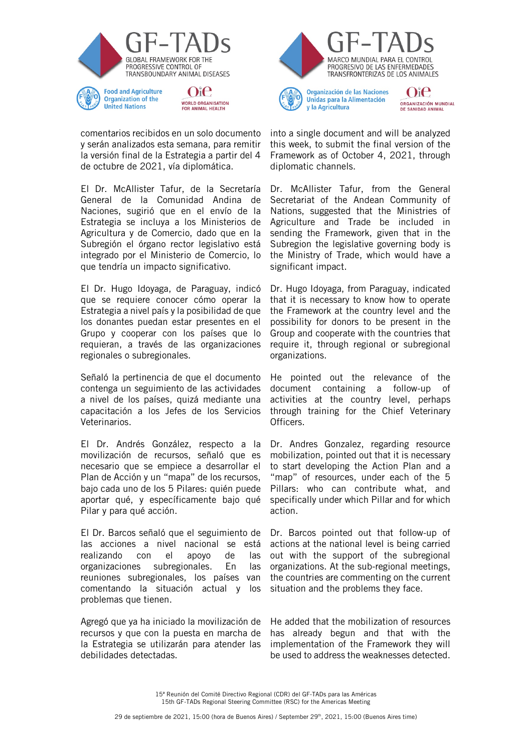comentarios recibidos en un solo documento y serán analizados esta semana, para remitir la versión final de la Estrategia a partir del 4 de octubre de 2021, vía diplomática.

El Dr. McAllister Tafur, de la Secretaría General de la Comunidad Andina de Naciones, sugirió que en el envío de la Estrategia se incluya a los Ministerios de Agricultura y de Comercio, dado que en la Subregión el órgano rector legislativo está integrado por el Ministerio de Comercio, lo que tendría un impacto significativo.

El Dr. Hugo Idoyaga, de Paraguay, indicó que se requiere conocer cómo operar la Estrategia a nivel país y la posibilidad de que los donantes puedan estar presentes en el Grupo y cooperar con los países que lo requieran, a través de las organizaciones regionales o subregionales.

Señaló la pertinencia de que el documento contenga un seguimiento de las actividades a nivel de los países, quizá mediante una capacitación a los Jefes de los Servicios Veterinarios.

El Dr. Andrés González, respecto a la movilización de recursos, señaló que es necesario que se empiece a desarrollar el Plan de Acción y un "mapa" de los recursos, bajo cada uno de los 5 Pilares: quién puede aportar qué, y específicamente bajo qué Pilar y para qué acción.

El Dr. Barcos señaló que el seguimiento de las acciones a nivel nacional se está realizando con el apoyo de las organizaciones subregionales. En las reuniones subregionales, los países van comentando la situación actual y los problemas que tienen.

Agregó que ya ha iniciado la movilización de recursos y que con la puesta en marcha de la Estrategia se utilizarán para atender las debilidades detectadas.

into a single document and will be analyzed this week, to submit the final version of the Framework as of October 4, 2021, through diplomatic channels.

Dr. McAllister Tafur, from the General Secretariat of the Andean Community of Nations, suggested that the Ministries of Agriculture and Trade be included in sending the Framework, given that in the Subregion the legislative governing body is the Ministry of Trade, which would have a significant impact.

Dr. Hugo Idoyaga, from Paraguay, indicated that it is necessary to know how to operate the Framework at the country level and the possibility for donors to be present in the Group and cooperate with the countries that require it, through regional or subregional organizations.

He pointed out the relevance of the document containing a follow-up of activities at the country level, perhaps through training for the Chief Veterinary Officers.

Dr. Andres Gonzalez, regarding resource mobilization, pointed out that it is necessary to start developing the Action Plan and a "map" of resources, under each of the 5 Pillars: who can contribute what, and specifically under which Pillar and for which action.

Dr. Barcos pointed out that follow-up of actions at the national level is being carried out with the support of the subregional organizations. At the sub-regional meetings, the countries are commenting on the current situation and the problems they face.

He added that the mobilization of resources has already begun and that with the implementation of the Framework they will be used to address the weaknesses detected.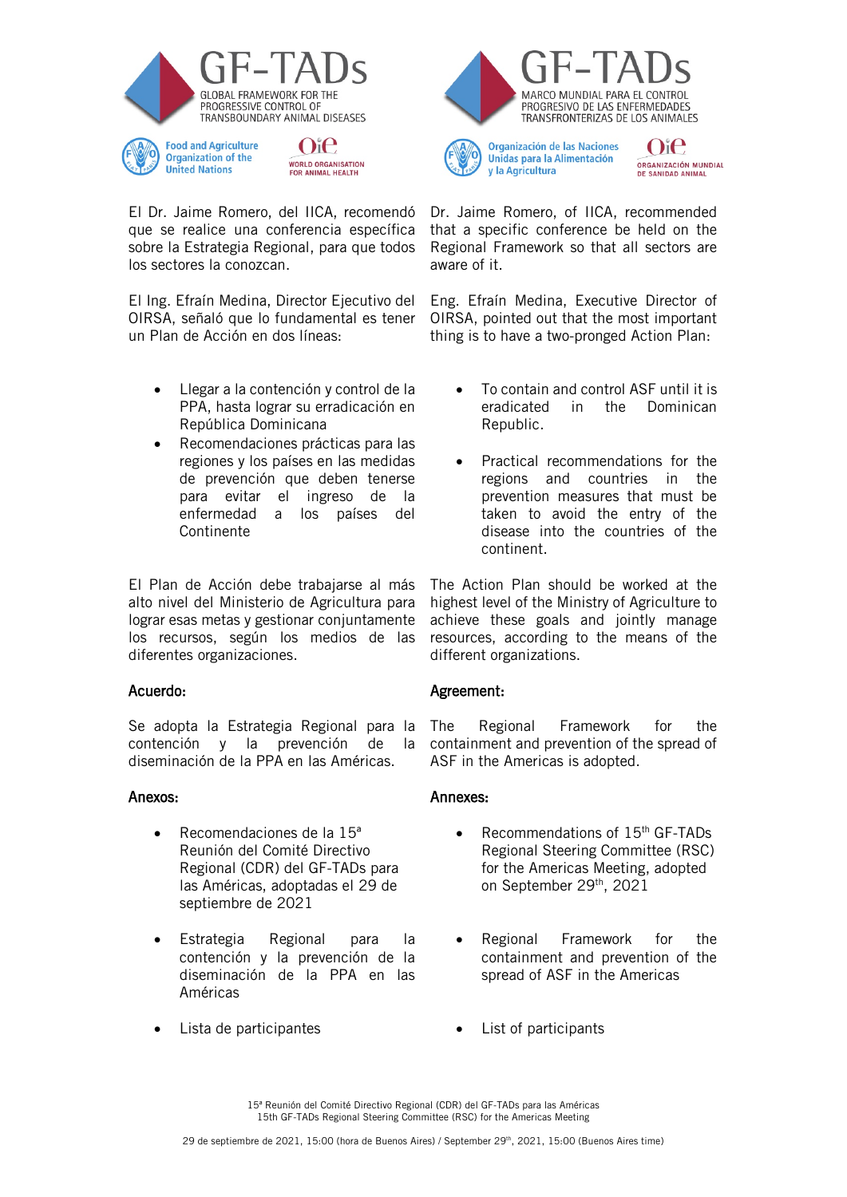El Dr. Jaime Romero, del IICA, recomendó que se realice una conferencia específica sobre la Estrategia Regional, para que todos los sectores la conozcan.

El Ing. Efraín Medina, Director Ejecutivo del OIRSA, señaló que lo fundamental es tener un Plan de Acción en dos líneas:

- Llegar a la contención y control de la PPA, hasta lograr su erradicación en República Dominicana
- Recomendaciones prácticas para las regiones y los países en las medidas de prevención que deben tenerse para evitar el ingreso de la enfermedad a los países del Continente

El Plan de Acción debe trabajarse al más alto nivel del Ministerio de Agricultura para lograr esas metas y gestionar conjuntamente los recursos, según los medios de las diferentes organizaciones.

### Acuerdo:

Se adopta la Estrategia Regional para la contención y la prevención de la diseminación de la PPA en las Américas.

### Anexos:

- Recomendaciones de la 15ª Reunión del Comité Directivo Regional (CDR) del GF-TADs para las Américas, adoptadas el 29 de septiembre de 2021
- Estrategia Regional para la contención y la prevención de la diseminación de la PPA en las Américas
- Lista de participantes

Dr. Jaime Romero, of IICA, recommended that a specific conference be held on the Regional Framework so that all sectors are aware of it.

Eng. Efraín Medina, Executive Director of OIRSA, pointed out that the most important thing is to have a two-pronged Action Plan:

- To contain and control ASF until it is eradicated in the Dominican Republic.
- Practical recommendations for the regions and countries in the prevention measures that must be taken to avoid the entry of the disease into the countries of the continent.

The Action Plan should be worked at the highest level of the Ministry of Agriculture to achieve these goals and jointly manage resources, according to the means of the different organizations.

### Agreement:

The Regional Framework for the containment and prevention of the spread of ASF in the Americas is adopted.

### Annexes:

- Recommendations of 15th GF-TADs Regional Steering Committee (RSC) for the Americas Meeting, adopted on September 29th, 2021
- Regional Framework for the containment and prevention of the spread of ASF in the Americas
- List of participants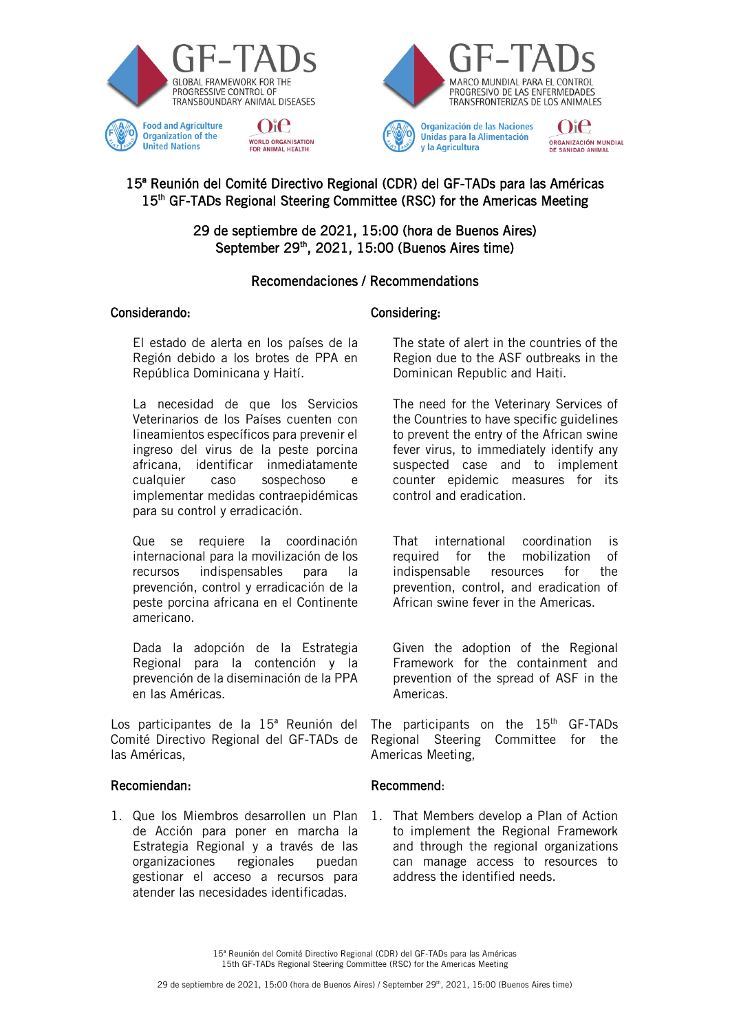GF-TADs
GLOBAL FRAMEWORK FOR THE PROGRESSIVE CONTROL OF TRANSBOUNDARY ANIMAL DISEASES

Food and Agriculture Organization of the United Nations

OIE
WORLD ORGANISATION FOR ANIMAL HEALTH

GF-TADs
MARCO MUNDIAL PARA EL CONTROL PROGRESIVO DE LAS ENFERMEDADES TRANSFRONTERIZAS DE LOS ANIMALES

Organización de las Naciones Unidas para la Alimentación y la Agricultura

OIE
ORGANIZACIÓN MUNDIAL DE SANIDAD ANIMAL

# 15ª Reunión del Comité Directivo Regional (CDR) del GF-TADs para las Américas
# 15th GF-TADs Regional Steering Committee (RSC) for the Americas Meeting

## 29 de septiembre de 2021, 15:00 (hora de Buenos Aires)
## September 29th, 2021, 15:00 (Buenos Aires time)

## Recomendaciones / Recommendations

### Considerando:

El estado de alerta en los países de la Región debido a los brotes de PPA en República Dominicana y Haití.

La necesidad de que los Servicios Veterinarios de los Países cuenten con lineamientos específicos para prevenir el ingreso del virus de la peste porcina africana, identificar inmediatamente cualquier caso sospechoso e implementar medidas contraepidémicas para su control y erradicación.

Que se requiere la coordinación internacional para la movilización de los recursos indispensables para la prevención, control y erradicación de la peste porcina africana en el Continente americano.

Dada la adopción de la Estrategia Regional para la contención y la prevención de la diseminación de la PPA en las Américas.

Los participantes de la 15ª Reunión del Comité Directivo Regional del GF-TADs de las Américas,

### Recomiendan:

1. Que los Miembros desarrollen un Plan de Acción para poner en marcha la Estrategia Regional y a través de las organizaciones regionales puedan gestionar el acceso a recursos para atender las necesidades identificadas.

### Considering:

The state of alert in the countries of the Region due to the ASF outbreaks in the Dominican Republic and Haiti.

The need for the Veterinary Services of the Countries to have specific guidelines to prevent the entry of the African swine fever virus, to immediately identify any suspected case and to implement counter epidemic measures for its control and eradication.

That international coordination is required for the mobilization of indispensable resources for the prevention, control, and eradication of African swine fever in the Americas.

Given the adoption of the Regional Framework for the containment and prevention of the spread of ASF in the Americas.

The participants on the 15th GF-TADs Regional Steering Committee for the Americas Meeting,

### Recommend:

1. That Members develop a Plan of Action to implement the Regional Framework and through the regional organizations can manage access to resources to address the identified needs.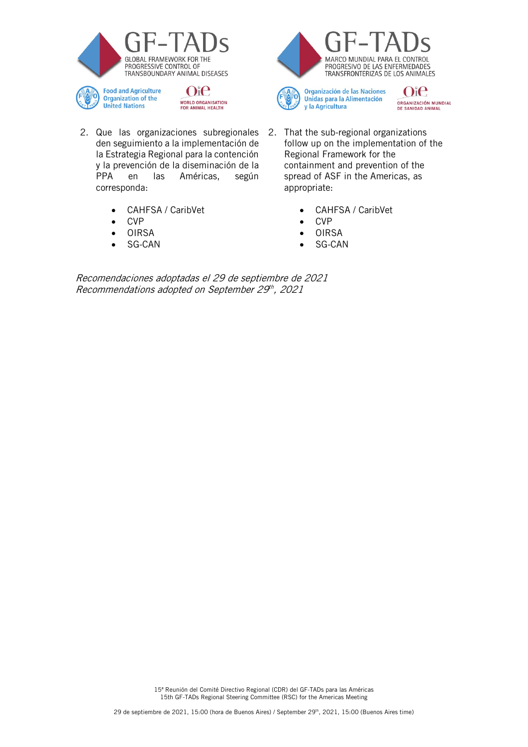2. Que las organizaciones subregionales den seguimiento a la implementación de la Estrategia Regional para la contención y la prevención de la diseminación de la PPA en las Américas, según corresponda:

    - CAHFSA / CaribVet
    - CVP
    - OIRSA
    - SG-CAN

2. That the sub-regional organizations follow up on the implementation of the Regional Framework for the containment and prevention of the spread of ASF in the Americas, as appropriate:

    - CAHFSA / CaribVet
    - CVP
    - OIRSA
    - SG-CAN

*Recomendaciones adoptadas el 29 de septiembre de 2021*
*Recommendations adopted on September 29th, 2021*